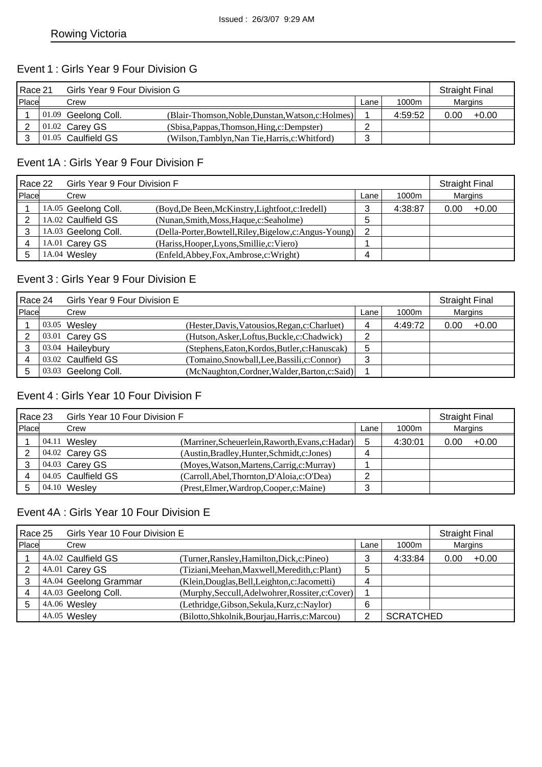Issued : 26/3/07 9:29 AM

Rowing Victoria

## Event 1 : Girls Year 9 Four Division G

| Race 21 | Girls Year 9 Four Division G | | | | Straight Final | |
|---|---|---|---|---|---|---|
| Place | Crew | | Lane | 1000m | Margins | |
| 1 | 01.09 Geelong Coll. | (Blair-Thomson,Noble,Dunstan,Watson,c:Holmes) | 1 | 4:59:52 | 0.00 | +0.00 |
| 2 | 01.02 Carey GS | (Sbisa,Pappas,Thomson,Hing,c:Dempster) | 2 | | | |
| 3 | 01.05 Caulfield GS | (Wilson,Tamblyn,Nan Tie,Harris,c:Whitford) | 3 | | | |

## Event 1A : Girls Year 9 Four Division F

| Race 22 | Girls Year 9 Four Division F | | | | Straight Final | |
|---|---|---|---|---|---|---|
| Place | Crew | | Lane | 1000m | Margins | |
| 1 | 1A.05 Geelong Coll. | (Boyd,De Been,McKinstry,Lightfoot,c:Iredell) | 3 | 4:38:87 | 0.00 | +0.00 |
| 2 | 1A.02 Caulfield GS | (Nunan,Smith,Moss,Haque,c:Seaholme) | 5 | | | |
| 3 | 1A.03 Geelong Coll. | (Della-Porter,Bowtell,Riley,Bigelow,c:Angus-Young) | 2 | | | |
| 4 | 1A.01 Carey GS | (Hariss,Hooper,Lyons,Smillie,c:Viero) | 1 | | | |
| 5 | 1A.04 Wesley | (Enfeld,Abbey,Fox,Ambrose,c:Wright) | 4 | | | |

## Event 3 : Girls Year 9 Four Division E

| Race 24 | Girls Year 9 Four Division E | | | | Straight Final | |
|---|---|---|---|---|---|---|
| Place | Crew | | Lane | 1000m | Margins | |
| 1 | 03.05 Wesley | (Hester,Davis,Vatousios,Regan,c:Charluet) | 4 | 4:49:72 | 0.00 | +0.00 |
| 2 | 03.01 Carey GS | (Hutson,Asker,Loftus,Buckle,c:Chadwick) | 2 | | | |
| 3 | 03.04 Haileybury | (Stephens,Eaton,Kordos,Butler,c:Hanuscak) | 5 | | | |
| 4 | 03.02 Caulfield GS | (Tomaino,Snowball,Lee,Bassili,c:Connor) | 3 | | | |
| 5 | 03.03 Geelong Coll. | (McNaughton,Cordner,Walder,Barton,c:Said) | 1 | | | |

## Event 4 : Girls Year 10 Four Division F

| Race 23 | Girls Year 10 Four Division F | | | | Straight Final | |
|---|---|---|---|---|---|---|
| Place | Crew | | Lane | 1000m | Margins | |
| 1 | 04.11 Wesley | (Marriner,Scheuerlein,Raworth,Evans,c:Hadar) | 5 | 4:30:01 | 0.00 | +0.00 |
| 2 | 04.02 Carey GS | (Austin,Bradley,Hunter,Schmidt,c:Jones) | 4 | | | |
| 3 | 04.03 Carey GS | (Moyes,Watson,Martens,Carrig,c:Murray) | 1 | | | |
| 4 | 04.05 Caulfield GS | (Carroll,Abel,Thornton,D'Aloia,c:O'Dea) | 2 | | | |
| 5 | 04.10 Wesley | (Prest,Elmer,Wardrop,Cooper,c:Maine) | 3 | | | |

## Event 4A : Girls Year 10 Four Division E

| Race 25 | Girls Year 10 Four Division E | | | | Straight Final | |
|---|---|---|---|---|---|---|
| Place | Crew | | Lane | 1000m | Margins | |
| 1 | 4A.02 Caulfield GS | (Turner,Ransley,Hamilton,Dick,c:Pineo) | 3 | 4:33:84 | 0.00 | +0.00 |
| 2 | 4A.01 Carey GS | (Tiziani,Meehan,Maxwell,Meredith,c:Plant) | 5 | | | |
| 3 | 4A.04 Geelong Grammar | (Klein,Douglas,Bell,Leighton,c:Jacometti) | 4 | | | |
| 4 | 4A.03 Geelong Coll. | (Murphy,Seccull,Adelwohrer,Rossiter,c:Cover) | 1 | | | |
| 5 | 4A.06 Wesley | (Lethridge,Gibson,Sekula,Kurz,c:Naylor) | 6 | | | |
| | 4A.05 Wesley | (Bilotto,Shkolnik,Bourjau,Harris,c:Marcou) | 2 | SCRATCHED | | |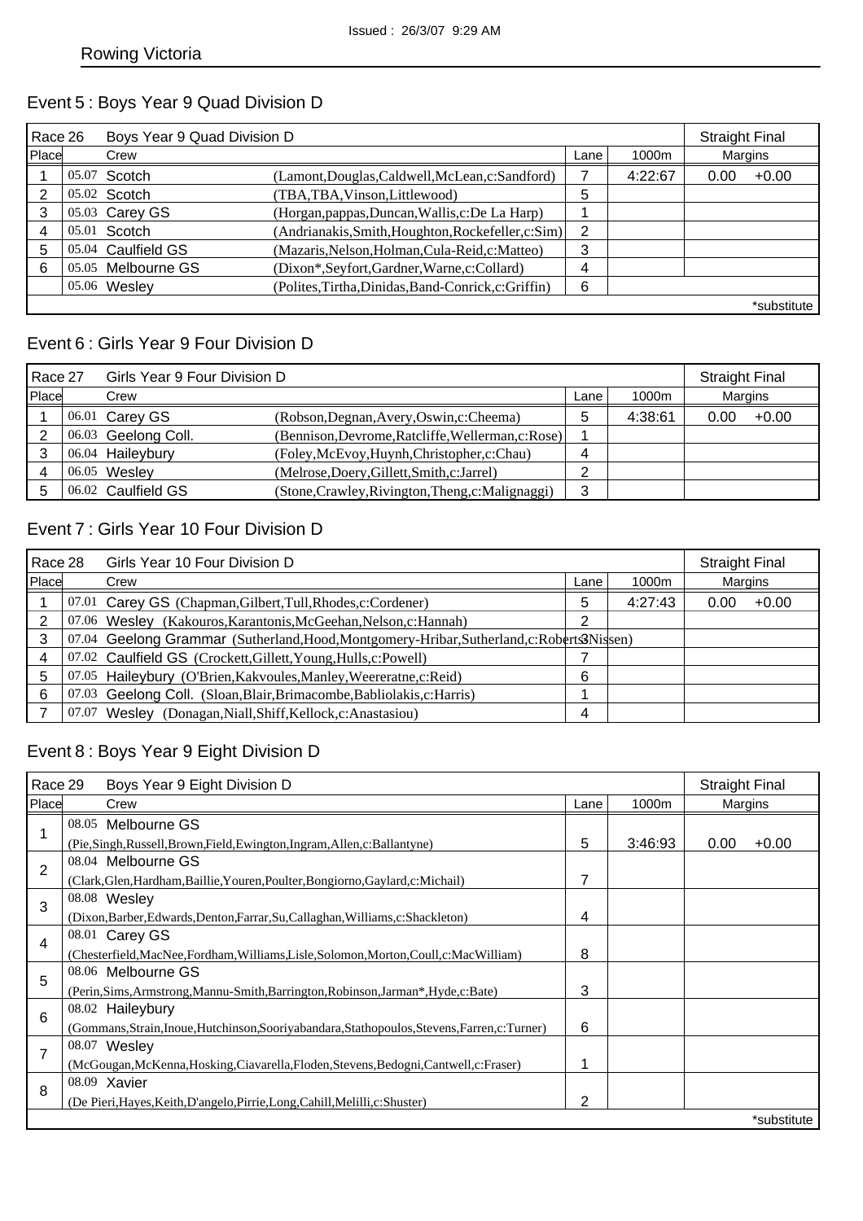Issued : 26/3/07 9:29 AM

Rowing Victoria

## Event 5 : Boys Year 9 Quad Division D

| Race 26 | Boys Year 9 Quad Division D | | | | Straight Final | |
|---|---|---|---|---|---|---|
| Place | Crew | | Lane | 1000m | Margins | |
| 1 | 05.07 Scotch | (Lamont,Douglas,Caldwell,McLean,c:Sandford) | 7 | 4:22:67 | 0.00 | +0.00 |
| 2 | 05.02 Scotch | (TBA,TBA,Vinson,Littlewood) | 5 | | | |
| 3 | 05.03 Carey GS | (Horgan,pappas,Duncan,Wallis,c:De La Harp) | 1 | | | |
| 4 | 05.01 Scotch | (Andrianakis,Smith,Houghton,Rockefeller,c:Sim) | 2 | | | |
| 5 | 05.04 Caulfield GS | (Mazaris,Nelson,Holman,Cula-Reid,c:Matteo) | 3 | | | |
| 6 | 05.05 Melbourne GS | (Dixon*,Seyfort,Gardner,Warne,c:Collard) | 4 | | | |
| | 05.06 Wesley | (Polites,Tirtha,Dinidas,Band-Conrick,c:Griffin) | 6 | | | |

*substitute

## Event 6 : Girls Year 9 Four Division D

| Race 27 | Girls Year 9 Four Division D | | | | Straight Final | |
|---|---|---|---|---|---|---|
| Place | Crew | | Lane | 1000m | Margins | |
| 1 | 06.01 Carey GS | (Robson,Degnan,Avery,Oswin,c:Cheema) | 5 | 4:38:61 | 0.00 | +0.00 |
| 2 | 06.03 Geelong Coll. | (Bennison,Devrome,Ratcliffe,Wellerman,c:Rose) | 1 | | | |
| 3 | 06.04 Haileybury | (Foley,McEvoy,Huynh,Christopher,c:Chau) | 4 | | | |
| 4 | 06.05 Wesley | (Melrose,Doery,Gillett,Smith,c:Jarrel) | 2 | | | |
| 5 | 06.02 Caulfield GS | (Stone,Crawley,Rivington,Theng,c:Malignaggi) | 3 | | | |

## Event 7 : Girls Year 10 Four Division D

| Race 28 | Girls Year 10 Four Division D | | | Straight Final | |
|---|---|---|---|---|---|
| Place | Crew | Lane | 1000m | Margins | |
| 1 | 07.01 Carey GS (Chapman,Gilbert,Tull,Rhodes,c:Cordener) | 5 | 4:27:43 | 0.00 | +0.00 |
| 2 | 07.06 Wesley (Kakouros,Karantonis,McGeehan,Nelson,c:Hannah) | 2 | | | |
| 3 | 07.04 Geelong Grammar (Sutherland,Hood,Montgomery-Hribar,Sutherland,c:Roberts-Nissen) | 3 | | | |
| 4 | 07.02 Caulfield GS (Crockett,Gillett,Young,Hulls,c:Powell) | 7 | | | |
| 5 | 07.05 Haileybury (O'Brien,Kakvoules,Manley,Weereratne,c:Reid) | 6 | | | |
| 6 | 07.03 Geelong Coll. (Sloan,Blair,Brimacombe,Babliolakis,c:Harris) | 1 | | | |
| 7 | 07.07 Wesley (Donagan,Niall,Shiff,Kellock,c:Anastasiou) | 4 | | | |

## Event 8 : Boys Year 9 Eight Division D

| Race 29 | Boys Year 9 Eight Division D | | | Straight Final | |
|---|---|---|---|---|---|
| Place | Crew | Lane | 1000m | Margins | |
| 1 | 08.05 Melbourne GS (Pie,Singh,Russell,Brown,Field,Ewington,Ingram,Allen,c:Ballantyne) | 5 | 3:46:93 | 0.00 | +0.00 |
| 2 | 08.04 Melbourne GS (Clark,Glen,Hardham,Baillie,Youren,Poulter,Bongiorno,Gaylard,c:Michail) | 7 | | | |
| 3 | 08.08 Wesley (Dixon,Barber,Edwards,Denton,Farrar,Su,Callaghan,Williams,c:Shackleton) | 4 | | | |
| 4 | 08.01 Carey GS (Chesterfield,MacNee,Fordham,Williams,Lisle,Solomon,Morton,Coull,c:MacWilliam) | 8 | | | |
| 5 | 08.06 Melbourne GS (Perin,Sims,Armstrong,Mannu-Smith,Barrington,Robinson,Jarman*,Hyde,c:Bate) | 3 | | | |
| 6 | 08.02 Haileybury (Gommans,Strain,Inoue,Hutchinson,Sooriyabandara,Stathopoulos,Stevens,Farren,c:Turner) | 6 | | | |
| 7 | 08.07 Wesley (McGougan,McKenna,Hosking,Ciavarella,Floden,Stevens,Bedogni,Cantwell,c:Fraser) | 1 | | | |
| 8 | 08.09 Xavier (De Pieri,Hayes,Keith,D'angelo,Pirrie,Long,Cahill,Melilli,c:Shuster) | 2 | | | |

*substitute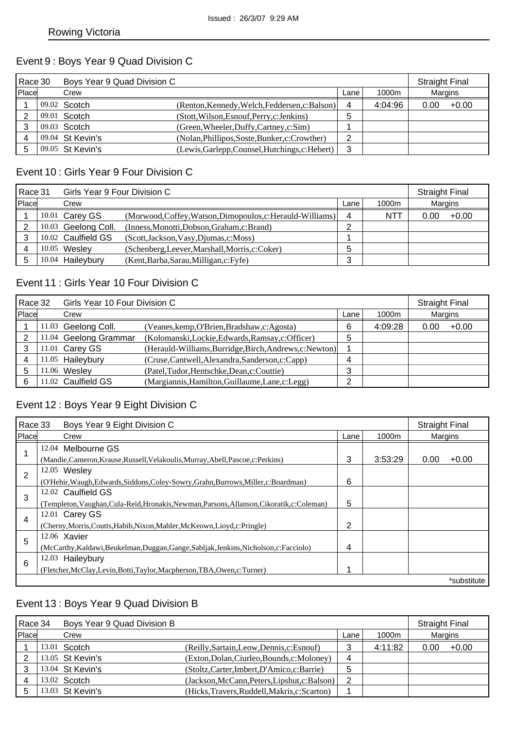## Event 9 : Boys Year 9 Quad Division C

| Race 30 | Boys Year 9 Quad Division C | | | | Straight Final |
|---|---|---|---|---|---|
| Place | Crew | | Lane | 1000m | Margins |
| 1 | 09.02 Scotch | (Renton,Kennedy,Welch,Feddersen,c:Balson) | 4 | 4:04:96 | 0.00 +0.00 |
| 2 | 09.01 Scotch | (Stott,Wilson,Esnouf,Perry,c:Jenkins) | 5 | | |
| 3 | 09.03 Scotch | (Green,Wheeler,Duffy,Cartney,c:Sim) | 1 | | |
| 4 | 09.04 St Kevin's | (Nolan,Phillipos,Soste,Bunker,c:Crowther) | 2 | | |
| 5 | 09.05 St Kevin's | (Lewis,Garlepp,Counsel,Hutchings,c:Hebert) | 3 | | |

## Event 10 : Girls Year 9 Four Division C

| Race 31 | Girls Year 9 Four Division C | | | | Straight Final |
|---|---|---|---|---|---|
| Place | Crew | | Lane | 1000m | Margins |
| 1 | 10.01 Carey GS | (Morwood,Coffey,Watson,Dimopoulos,c:Herauld-Williams) | 4 | NTT | 0.00 +0.00 |
| 2 | 10.03 Geelong Coll. | (Inness,Monotti,Dobson,Graham,c:Brand) | 2 | | |
| 3 | 10.02 Caulfield GS | (Scott,Jackson,Vasy,Djumas,c:Moss) | 1 | | |
| 4 | 10.05 Wesley | (Schenberg,Leever,Marshall,Morris,c:Coker) | 5 | | |
| 5 | 10.04 Haileybury | (Kent,Barba,Sarau,Milligan,c:Fyfe) | 3 | | |

## Event 11 : Girls Year 10 Four Division C

| Race 32 | Girls Year 10 Four Division C | | | | Straight Final |
|---|---|---|---|---|---|
| Place | Crew | | Lane | 1000m | Margins |
| 1 | 11.03 Geelong Coll. | (Veanes,kemp,O'Brien,Bradshaw,c:Agosta) | 6 | 4:09:28 | 0.00 +0.00 |
| 2 | 11.04 Geelong Grammar | (Kolomanski,Lockie,Edwards,Ramsay,c:Officer) | 5 | | |
| 3 | 11.01 Carey GS | (Herauld-Williams,Burridge,Birch,Andrews,c:Newton) | 1 | | |
| 4 | 11.05 Haileybury | (Cruse,Cantwell,Alexandra,Sanderson,c:Capp) | 4 | | |
| 5 | 11.06 Wesley | (Patel,Tudor,Hentschke,Dean,c:Couttie) | 3 | | |
| 6 | 11.02 Caulfield GS | (Margiannis,Hamilton,Guillaume,Lane,c:Legg) | 2 | | |

## Event 12 : Boys Year 9 Eight Division C

| Race 33 | Boys Year 9 Eight Division C | | | Straight Final |
|---|---|---|---|---|
| Place | Crew | Lane | 1000m | Margins |
| 1 | 12.04 Melbourne GS (Mandie,Cameron,Krause,Russell,Velakoulis,Murray,Abell,Pascoe,c:Perkins) | 3 | 3:53:29 | 0.00 +0.00 |
| 2 | 12.05 Wesley (O'Hehir,Waugh,Edwards,Siddons,Coley-Sowry,Grahn,Burrows,Miller,c:Boardman) | 6 | | |
| 3 | 12.02 Caulfield GS (Templeton,Vaughan,Cula-Reid,Hronakis,Newman,Parsons,Allanson,Cikoratik,c:Coleman) | 5 | | |
| 4 | 12.01 Carey GS (Cherny,Morris,Coutts,Habib,Nixon,Mahler,McKeown,Lioyd,c:Pringle) | 2 | | |
| 5 | 12.06 Xavier (McCarthy,Kaldawi,Beukelman,Duggan,Gange,Sabljak,Jenkins,Nicholson,c:Facciolo) | 4 | | |
| 6 | 12.03 Haileybury (Fletcher,McClay,Levin,Botti,Taylor,Macpherson,TBA,Owen,c:Turner) | 1 | | |
| | | | | *substitute |

## Event 13 : Boys Year 9 Quad Division B

| Race 34 | Boys Year 9 Quad Division B | | | | Straight Final |
|---|---|---|---|---|---|
| Place | Crew | | Lane | 1000m | Margins |
| 1 | 13.01 Scotch | (Reilly,Sartain,Leow,Dennis,c:Esnouf) | 3 | 4:11:82 | 0.00 +0.00 |
| 2 | 13.05 St Kevin's | (Exton,Dolan,Ciurleo,Bounds,c:Moloney) | 4 | | |
| 3 | 13.04 St Kevin's | (Stoltz,Carter,Imbert,D'Amico,c:Barrie) | 5 | | |
| 4 | 13.02 Scotch | (Jackson,McCann,Peters,Lipshut,c:Balson) | 2 | | |
| 5 | 13.03 St Kevin's | (Hicks,Travers,Ruddell,Makris,c:Scarton) | 1 | | |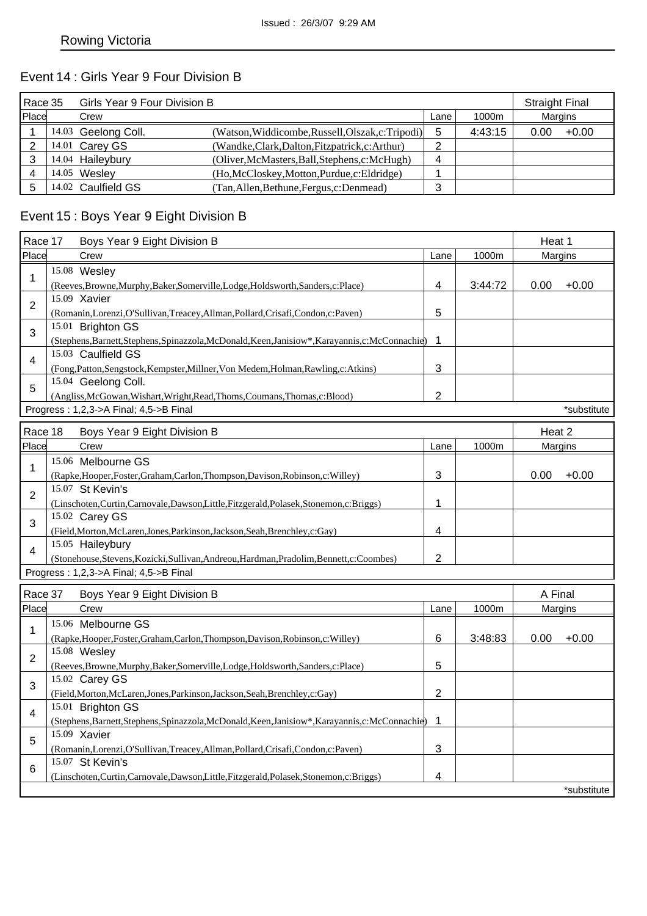Rowing Victoria

Issued : 26/3/07 9:29 AM

## Event 14 : Girls Year 9 Four Division B

| Race 35 | Girls Year 9 Four Division B | | | | Straight Final |
|---|---|---|---|---|---|
| Place | Crew | | Lane | 1000m | Margins |
| 1 | 14.03 Geelong Coll. | (Watson,Widdicombe,Russell,Olszak,c:Tripodi) | 5 | 4:43:15 | 0.00 +0.00 |
| 2 | 14.01 Carey GS | (Wandke,Clark,Dalton,Fitzpatrick,c:Arthur) | 2 | | |
| 3 | 14.04 Haileybury | (Oliver,McMasters,Ball,Stephens,c:McHugh) | 4 | | |
| 4 | 14.05 Wesley | (Ho,McCloskey,Motton,Purdue,c:Eldridge) | 1 | | |
| 5 | 14.02 Caulfield GS | (Tan,Allen,Bethune,Fergus,c:Denmead) | 3 | | |

## Event 15 : Boys Year 9 Eight Division B

| Race 17 | Boys Year 9 Eight Division B | | | Heat 1 |
|---|---|---|---|---|
| Place | Crew | Lane | 1000m | Margins |
| 1 | 15.08 Wesley (Reeves,Browne,Murphy,Baker,Somerville,Lodge,Holdsworth,Sanders,c:Place) | 4 | 3:44:72 | 0.00 +0.00 |
| 2 | 15.09 Xavier (Romanin,Lorenzi,O'Sullivan,Treacey,Allman,Pollard,Crisafi,Condon,c:Paven) | 5 | | |
| 3 | 15.01 Brighton GS (Stephens,Barnett,Stephens,Spinazzola,McDonald,Keen,Janisiow*,Karayannis,c:McConnachie) | 1 | | |
| 4 | 15.03 Caulfield GS (Fong,Patton,Sengstock,Kempster,Millner,Von Medem,Holman,Rawling,c:Atkins) | 3 | | |
| 5 | 15.04 Geelong Coll. (Angliss,McGowan,Wishart,Wright,Read,Thoms,Coumans,Thomas,c:Blood) | 2 | | |

Progress : 1,2,3->A Final; 4,5->B Final

*substitute

| Race 18 | Boys Year 9 Eight Division B | | | Heat 2 |
|---|---|---|---|---|
| Place | Crew | Lane | 1000m | Margins |
| 1 | 15.06 Melbourne GS (Rapke,Hooper,Foster,Graham,Carlon,Thompson,Davison,Robinson,c:Willey) | 3 | | 0.00 +0.00 |
| 2 | 15.07 St Kevin's (Linschoten,Curtin,Carnovale,Dawson,Little,Fitzgerald,Polasek,Stonemon,c:Briggs) | 1 | | |
| 3 | 15.02 Carey GS (Field,Morton,McLaren,Jones,Parkinson,Jackson,Seah,Brenchley,c:Gay) | 4 | | |
| 4 | 15.05 Haileybury (Stonehouse,Stevens,Kozicki,Sullivan,Andreou,Hardman,Pradolim,Bennett,c:Coombes) | 2 | | |

Progress : 1,2,3->A Final; 4,5->B Final

| Race 37 | Boys Year 9 Eight Division B | | | A Final |
|---|---|---|---|---|
| Place | Crew | Lane | 1000m | Margins |
| 1 | 15.06 Melbourne GS (Rapke,Hooper,Foster,Graham,Carlon,Thompson,Davison,Robinson,c:Willey) | 6 | 3:48:83 | 0.00 +0.00 |
| 2 | 15.08 Wesley (Reeves,Browne,Murphy,Baker,Somerville,Lodge,Holdsworth,Sanders,c:Place) | 5 | | |
| 3 | 15.02 Carey GS (Field,Morton,McLaren,Jones,Parkinson,Jackson,Seah,Brenchley,c:Gay) | 2 | | |
| 4 | 15.01 Brighton GS (Stephens,Barnett,Stephens,Spinazzola,McDonald,Keen,Janisiow*,Karayannis,c:McConnachie) | 1 | | |
| 5 | 15.09 Xavier (Romanin,Lorenzi,O'Sullivan,Treacey,Allman,Pollard,Crisafi,Condon,c:Paven) | 3 | | |
| 6 | 15.07 St Kevin's (Linschoten,Curtin,Carnovale,Dawson,Little,Fitzgerald,Polasek,Stonemon,c:Briggs) | 4 | | |

*substitute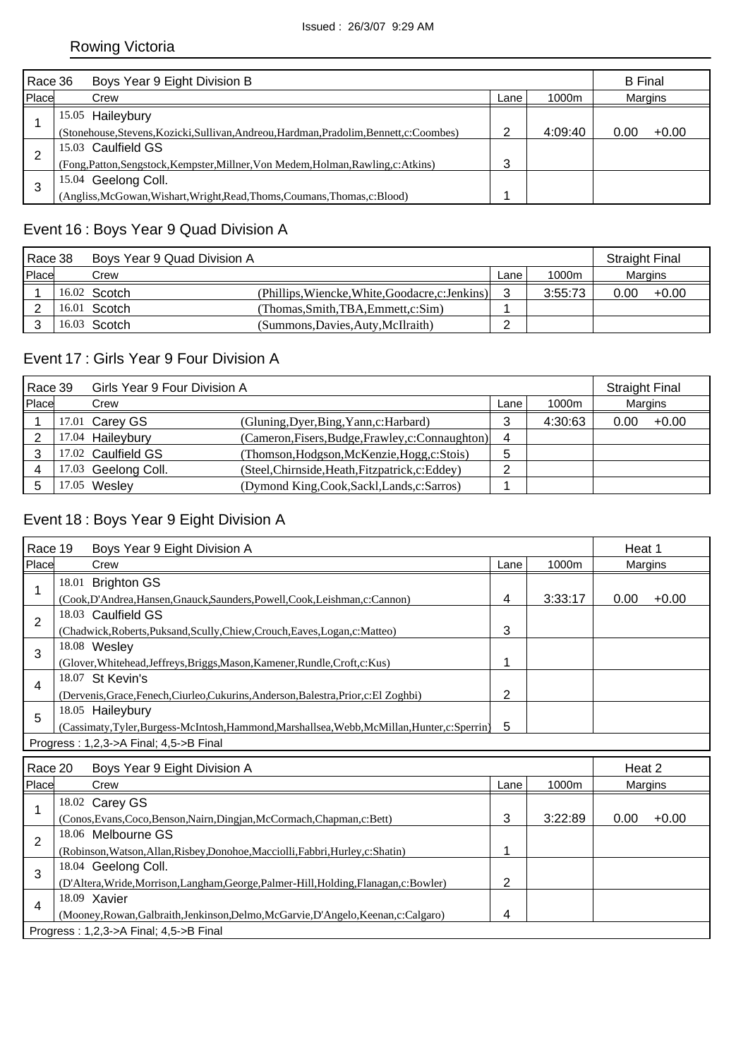Rowing Victoria

| Race 36 | Boys Year 9 Eight Division B | | | B Final |
|---|---|---|---|---|
| Place | Crew | Lane | 1000m | Margins |
| 1 | 15.05 Haileybury (Stonehouse,Stevens,Kozicki,Sullivan,Andreou,Hardman,Pradolim,Bennett,c:Coombes) | 2 | 4:09:40 | 0.00 +0.00 |
| 2 | 15.03 Caulfield GS (Fong,Patton,Sengstock,Kempster,Millner,Von Medem,Holman,Rawling,c:Atkins) | 3 | | |
| 3 | 15.04 Geelong Coll. (Angliss,McGowan,Wishart,Wright,Read,Thoms,Coumans,Thomas,c:Blood) | 1 | | |

## Event 16 : Boys Year 9 Quad Division A

| Race 38 | Boys Year 9 Quad Division A | | | | Straight Final |
|---|---|---|---|---|---|
| Place | Crew | | Lane | 1000m | Margins |
| 1 | 16.02 Scotch | (Phillips,Wiencke,White,Goodacre,c:Jenkins) | 3 | 3:55:73 | 0.00 +0.00 |
| 2 | 16.01 Scotch | (Thomas,Smith,TBA,Emmett,c:Sim) | 1 | | |
| 3 | 16.03 Scotch | (Summons,Davies,Auty,McIlraith) | 2 | | |

## Event 17 : Girls Year 9 Four Division A

| Race 39 | Girls Year 9 Four Division A | | | | Straight Final |
|---|---|---|---|---|---|
| Place | Crew | | Lane | 1000m | Margins |
| 1 | 17.01 Carey GS | (Gluning,Dyer,Bing,Yann,c:Harbard) | 3 | 4:30:63 | 0.00 +0.00 |
| 2 | 17.04 Haileybury | (Cameron,Fisers,Budge,Frawley,c:Connaughton) | 4 | | |
| 3 | 17.02 Caulfield GS | (Thomson,Hodgson,McKenzie,Hogg,c:Stois) | 5 | | |
| 4 | 17.03 Geelong Coll. | (Steel,Chirnside,Heath,Fitzpatrick,c:Eddey) | 2 | | |
| 5 | 17.05 Wesley | (Dymond King,Cook,Sackl,Lands,c:Sarros) | 1 | | |

## Event 18 : Boys Year 9 Eight Division A

| Race 19 | Boys Year 9 Eight Division A | | | Heat 1 |
|---|---|---|---|---|
| Place | Crew | Lane | 1000m | Margins |
| 1 | 18.01 Brighton GS (Cook,D'Andrea,Hansen,Gnauck,Saunders,Powell,Cook,Leishman,c:Cannon) | 4 | 3:33:17 | 0.00 +0.00 |
| 2 | 18.03 Caulfield GS (Chadwick,Roberts,Puksand,Scully,Chiew,Crouch,Eaves,Logan,c:Matteo) | 3 | | |
| 3 | 18.08 Wesley (Glover,Whitehead,Jeffreys,Briggs,Mason,Kamener,Rundle,Croft,c:Kus) | 1 | | |
| 4 | 18.07 St Kevin's (Dervenis,Grace,Fenech,Ciurleo,Cukurins,Anderson,Balestra,Prior,c:El Zoghbi) | 2 | | |
| 5 | 18.05 Haileybury (Cassimaty,Tyler,Burgess-McIntosh,Hammond,Marshallsea,Webb,McMillan,Hunter,c:Sperrin) | 5 | | |

Progress : 1,2,3->A Final; 4,5->B Final

| Race 20 | Boys Year 9 Eight Division A | | | Heat 2 |
|---|---|---|---|---|
| Place | Crew | Lane | 1000m | Margins |
| 1 | 18.02 Carey GS (Conos,Evans,Coco,Benson,Nairn,Dingjan,McCormach,Chapman,c:Bett) | 3 | 3:22:89 | 0.00 +0.00 |
| 2 | 18.06 Melbourne GS (Robinson,Watson,Allan,Risbey,Donohoe,Macciolli,Fabbri,Hurley,c:Shatin) | 1 | | |
| 3 | 18.04 Geelong Coll. (D'Altera,Wride,Morrison,Langham,George,Palmer-Hill,Holding,Flanagan,c:Bowler) | 2 | | |
| 4 | 18.09 Xavier (Mooney,Rowan,Galbraith,Jenkinson,Delmo,McGarvie,D'Angelo,Keenan,c:Calgaro) | 4 | | |

Progress : 1,2,3->A Final; 4,5->B Final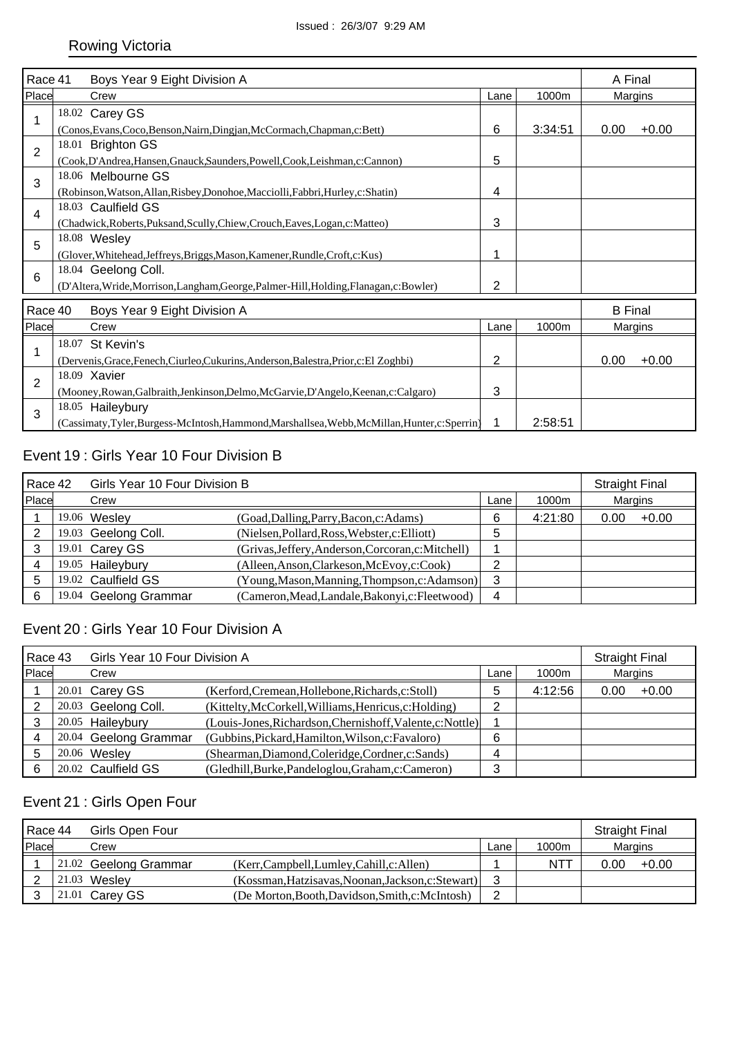Issued : 26/3/07 9:29 AM

Rowing Victoria

| Race 41 | Boys Year 9 Eight Division A | | | A Final | |
|---|---|---|---|---|---|
| Place | Crew | Lane | 1000m | Margins | |
| 1 | 18.02 Carey GS (Conos,Evans,Coco,Benson,Nairn,Dingjan,McCormach,Chapman,c:Bett) | 6 | 3:34:51 | 0.00 | +0.00 |
| 2 | 18.01 Brighton GS (Cook,D'Andrea,Hansen,Gnauck,Saunders,Powell,Cook,Leishman,c:Cannon) | 5 | | | |
| 3 | 18.06 Melbourne GS (Robinson,Watson,Allan,Risbey,Donohoe,Macciolli,Fabbri,Hurley,c:Shatin) | 4 | | | |
| 4 | 18.03 Caulfield GS (Chadwick,Roberts,Puksand,Scully,Chiew,Crouch,Eaves,Logan,c:Matteo) | 3 | | | |
| 5 | 18.08 Wesley (Glover,Whitehead,Jeffreys,Briggs,Mason,Kamener,Rundle,Croft,c:Kus) | 1 | | | |
| 6 | 18.04 Geelong Coll. (D'Altera,Wride,Morrison,Langham,George,Palmer-Hill,Holding,Flanagan,c:Bowler) | 2 | | | |

| Race 40 | Boys Year 9 Eight Division A | | | B Final | |
|---|---|---|---|---|---|
| Place | Crew | Lane | 1000m | Margins | |
| 1 | 18.07 St Kevin's (Dervenis,Grace,Fenech,Ciurleo,Cukurins,Anderson,Balestra,Prior,c:El Zoghbi) | 2 | | 0.00 | +0.00 |
| 2 | 18.09 Xavier (Mooney,Rowan,Galbraith,Jenkinson,Delmo,McGarvie,D'Angelo,Keenan,c:Calgaro) | 3 | | | |
| 3 | 18.05 Haileybury (Cassimaty,Tyler,Burgess-McIntosh,Hammond,Marshallsea,Webb,McMillan,Hunter,c:Sperrin) | 1 | 2:58:51 | | |

## Event 19 : Girls Year 10 Four Division B

| Race 42 | Girls Year 10 Four Division B | | | | Straight Final | |
|---|---|---|---|---|---|---|
| Place | Crew | | Lane | 1000m | Margins | |
| 1 | 19.06 Wesley | (Goad,Dalling,Parry,Bacon,c:Adams) | 6 | 4:21:80 | 0.00 | +0.00 |
| 2 | 19.03 Geelong Coll. | (Nielsen,Pollard,Ross,Webster,c:Elliott) | 5 | | | |
| 3 | 19.01 Carey GS | (Grivas,Jeffery,Anderson,Corcoran,c:Mitchell) | 1 | | | |
| 4 | 19.05 Haileybury | (Alleen,Anson,Clarkeson,McEvoy,c:Cook) | 2 | | | |
| 5 | 19.02 Caulfield GS | (Young,Mason,Manning,Thompson,c:Adamson) | 3 | | | |
| 6 | 19.04 Geelong Grammar | (Cameron,Mead,Landale,Bakonyi,c:Fleetwood) | 4 | | | |

## Event 20 : Girls Year 10 Four Division A

| Race 43 | Girls Year 10 Four Division A | | | | Straight Final | |
|---|---|---|---|---|---|---|
| Place | Crew | | Lane | 1000m | Margins | |
| 1 | 20.01 Carey GS | (Kerford,Cremean,Hollebone,Richards,c:Stoll) | 5 | 4:12:56 | 0.00 | +0.00 |
| 2 | 20.03 Geelong Coll. | (Kittelty,McCorkell,Williams,Henricus,c:Holding) | 2 | | | |
| 3 | 20.05 Haileybury | (Louis-Jones,Richardson,Chernishoff,Valente,c:Nottle) | 1 | | | |
| 4 | 20.04 Geelong Grammar | (Gubbins,Pickard,Hamilton,Wilson,c:Favaloro) | 6 | | | |
| 5 | 20.06 Wesley | (Shearman,Diamond,Coleridge,Cordner,c:Sands) | 4 | | | |
| 6 | 20.02 Caulfield GS | (Gledhill,Burke,Pandeloglou,Graham,c:Cameron) | 3 | | | |

## Event 21 : Girls Open Four

| Race 44 | Girls Open Four | | | | Straight Final | |
|---|---|---|---|---|---|---|
| Place | Crew | | Lane | 1000m | Margins | |
| 1 | 21.02 Geelong Grammar | (Kerr,Campbell,Lumley,Cahill,c:Allen) | 1 | NTT | 0.00 | +0.00 |
| 2 | 21.03 Wesley | (Kossman,Hatzisavas,Noonan,Jackson,c:Stewart) | 3 | | | |
| 3 | 21.01 Carey GS | (De Morton,Booth,Davidson,Smith,c:McIntosh) | 2 | | | |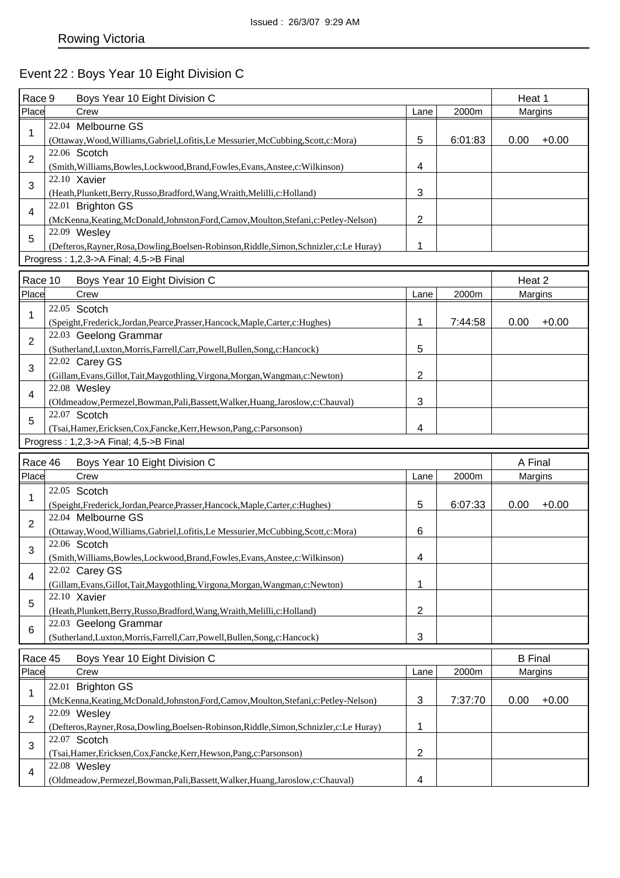Issued : 26/3/07 9:29 AM

Rowing Victoria

# Event 22 : Boys Year 10 Eight Division C

| Race 9 | Boys Year 10 Eight Division C | | | Heat 1 | |
|---|---|---|---|---|---|
| Place | Crew | Lane | 2000m | Margins | |
| 1 | 22.04 Melbourne GS (Ottaway,Wood,Williams,Gabriel,Lofitis,Le Messurier,McCubbing,Scott,c:Mora) | 5 | 6:01:83 | 0.00 | +0.00 |
| 2 | 22.06 Scotch (Smith,Williams,Bowles,Lockwood,Brand,Fowles,Evans,Anstee,c:Wilkinson) | 4 | | | |
| 3 | 22.10 Xavier (Heath,Plunkett,Berry,Russo,Bradford,Wang,Wraith,Melilli,c:Holland) | 3 | | | |
| 4 | 22.01 Brighton GS (McKenna,Keating,McDonald,Johnston,Ford,Camov,Moulton,Stefani,c:Petley-Nelson) | 2 | | | |
| 5 | 22.09 Wesley (Defteros,Rayner,Rosa,Dowling,Boelsen-Robinson,Riddle,Simon,Schnizler,c:Le Huray) | 1 | | | |
| Progress : 1,2,3->A Final; 4,5->B Final | | | | | |

| Race 10 | Boys Year 10 Eight Division C | | | Heat 2 | |
|---|---|---|---|---|---|
| Place | Crew | Lane | 2000m | Margins | |
| 1 | 22.05 Scotch (Speight,Frederick,Jordan,Pearce,Prasser,Hancock,Maple,Carter,c:Hughes) | 1 | 7:44:58 | 0.00 | +0.00 |
| 2 | 22.03 Geelong Grammar (Sutherland,Luxton,Morris,Farrell,Carr,Powell,Bullen,Song,c:Hancock) | 5 | | | |
| 3 | 22.02 Carey GS (Gillam,Evans,Gillot,Tait,Maygothling,Virgona,Morgan,Wangman,c:Newton) | 2 | | | |
| 4 | 22.08 Wesley (Oldmeadow,Permezel,Bowman,Pali,Bassett,Walker,Huang,Jaroslow,c:Chauval) | 3 | | | |
| 5 | 22.07 Scotch (Tsai,Hamer,Ericksen,Cox,Fancke,Kerr,Hewson,Pang,c:Parsonson) | 4 | | | |
| Progress : 1,2,3->A Final; 4,5->B Final | | | | | |

| Race 46 | Boys Year 10 Eight Division C | | | A Final | |
|---|---|---|---|---|---|
| Place | Crew | Lane | 2000m | Margins | |
| 1 | 22.05 Scotch (Speight,Frederick,Jordan,Pearce,Prasser,Hancock,Maple,Carter,c:Hughes) | 5 | 6:07:33 | 0.00 | +0.00 |
| 2 | 22.04 Melbourne GS (Ottaway,Wood,Williams,Gabriel,Lofitis,Le Messurier,McCubbing,Scott,c:Mora) | 6 | | | |
| 3 | 22.06 Scotch (Smith,Williams,Bowles,Lockwood,Brand,Fowles,Evans,Anstee,c:Wilkinson) | 4 | | | |
| 4 | 22.02 Carey GS (Gillam,Evans,Gillot,Tait,Maygothling,Virgona,Morgan,Wangman,c:Newton) | 1 | | | |
| 5 | 22.10 Xavier (Heath,Plunkett,Berry,Russo,Bradford,Wang,Wraith,Melilli,c:Holland) | 2 | | | |
| 6 | 22.03 Geelong Grammar (Sutherland,Luxton,Morris,Farrell,Carr,Powell,Bullen,Song,c:Hancock) | 3 | | | |

| Race 45 | Boys Year 10 Eight Division C | | | B Final | |
|---|---|---|---|---|---|
| Place | Crew | Lane | 2000m | Margins | |
| 1 | 22.01 Brighton GS (McKenna,Keating,McDonald,Johnston,Ford,Camov,Moulton,Stefani,c:Petley-Nelson) | 3 | 7:37:70 | 0.00 | +0.00 |
| 2 | 22.09 Wesley (Defteros,Rayner,Rosa,Dowling,Boelsen-Robinson,Riddle,Simon,Schnizler,c:Le Huray) | 1 | | | |
| 3 | 22.07 Scotch (Tsai,Hamer,Ericksen,Cox,Fancke,Kerr,Hewson,Pang,c:Parsonson) | 2 | | | |
| 4 | 22.08 Wesley (Oldmeadow,Permezel,Bowman,Pali,Bassett,Walker,Huang,Jaroslow,c:Chauval) | 4 | | | |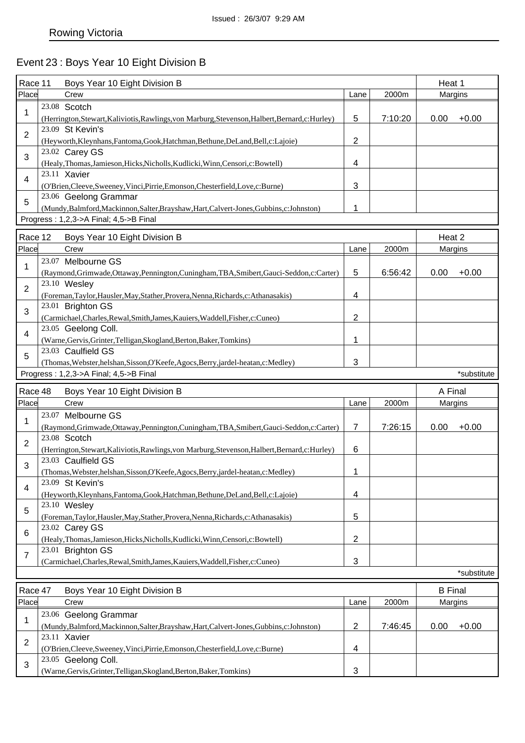Issued : 26/3/07 9:29 AM

Rowing Victoria

# Event 23 : Boys Year 10 Eight Division B

## Race 11 Boys Year 10 Eight Division B — Heat 1

| Place | Crew | Lane | 2000m | Margins |
|---|---|---|---|---|
| 1 | 23.08 Scotch (Herrington,Stewart,Kaliviotis,Rawlings,von Marburg,Stevenson,Halbert,Bernard,c:Hurley) | 5 | 7:10:20 | 0.00 +0.00 |
| 2 | 23.09 St Kevin's (Heyworth,Kleynhans,Fantoma,Gook,Hatchman,Bethune,DeLand,Bell,c:Lajoie) | 2 | | |
| 3 | 23.02 Carey GS (Healy,Thomas,Jamieson,Hicks,Nicholls,Kudlicki,Winn,Censori,c:Bowtell) | 4 | | |
| 4 | 23.11 Xavier (O'Brien,Cleeve,Sweeney,Vinci,Pirrie,Emonson,Chesterfield,Love,c:Burne) | 3 | | |
| 5 | 23.06 Geelong Grammar (Mundy,Balmford,Mackinnon,Salter,Brayshaw,Hart,Calvert-Jones,Gubbins,c:Johnston) | 1 | | |

Progress : 1,2,3->A Final; 4,5->B Final

## Race 12 Boys Year 10 Eight Division B — Heat 2

| Place | Crew | Lane | 2000m | Margins |
|---|---|---|---|---|
| 1 | 23.07 Melbourne GS (Raymond,Grimwade,Ottaway,Pennington,Cuningham,TBA,Smibert,Gauci-Seddon,c:Carter) | 5 | 6:56:42 | 0.00 +0.00 |
| 2 | 23.10 Wesley (Foreman,Taylor,Hausler,May,Stather,Provera,Nenna,Richards,c:Athanasakis) | 4 | | |
| 3 | 23.01 Brighton GS (Carmichael,Charles,Rewal,Smith,James,Kauiers,Waddell,Fisher,c:Cuneo) | 2 | | |
| 4 | 23.05 Geelong Coll. (Warne,Gervis,Grinter,Telligan,Skogland,Berton,Baker,Tomkins) | 1 | | |
| 5 | 23.03 Caulfield GS (Thomas,Webster,helshan,Sisson,O'Keefe,Agocs,Berry,jardel-heatan,c:Medley) | 3 | | |

Progress : 1,2,3->A Final; 4,5->B Final

*substitute

## Race 48 Boys Year 10 Eight Division B — A Final

| Place | Crew | Lane | 2000m | Margins |
|---|---|---|---|---|
| 1 | 23.07 Melbourne GS (Raymond,Grimwade,Ottaway,Pennington,Cuningham,TBA,Smibert,Gauci-Seddon,c:Carter) | 7 | 7:26:15 | 0.00 +0.00 |
| 2 | 23.08 Scotch (Herrington,Stewart,Kaliviotis,Rawlings,von Marburg,Stevenson,Halbert,Bernard,c:Hurley) | 6 | | |
| 3 | 23.03 Caulfield GS (Thomas,Webster,helshan,Sisson,O'Keefe,Agocs,Berry,jardel-heatan,c:Medley) | 1 | | |
| 4 | 23.09 St Kevin's (Heyworth,Kleynhans,Fantoma,Gook,Hatchman,Bethune,DeLand,Bell,c:Lajoie) | 4 | | |
| 5 | 23.10 Wesley (Foreman,Taylor,Hausler,May,Stather,Provera,Nenna,Richards,c:Athanasakis) | 5 | | |
| 6 | 23.02 Carey GS (Healy,Thomas,Jamieson,Hicks,Nicholls,Kudlicki,Winn,Censori,c:Bowtell) | 2 | | |
| 7 | 23.01 Brighton GS (Carmichael,Charles,Rewal,Smith,James,Kauiers,Waddell,Fisher,c:Cuneo) | 3 | | |

*substitute

## Race 47 Boys Year 10 Eight Division B — B Final

| Place | Crew | Lane | 2000m | Margins |
|---|---|---|---|---|
| 1 | 23.06 Geelong Grammar (Mundy,Balmford,Mackinnon,Salter,Brayshaw,Hart,Calvert-Jones,Gubbins,c:Johnston) | 2 | 7:46:45 | 0.00 +0.00 |
| 2 | 23.11 Xavier (O'Brien,Cleeve,Sweeney,Vinci,Pirrie,Emonson,Chesterfield,Love,c:Burne) | 4 | | |
| 3 | 23.05 Geelong Coll. (Warne,Gervis,Grinter,Telligan,Skogland,Berton,Baker,Tomkins) | 3 | | |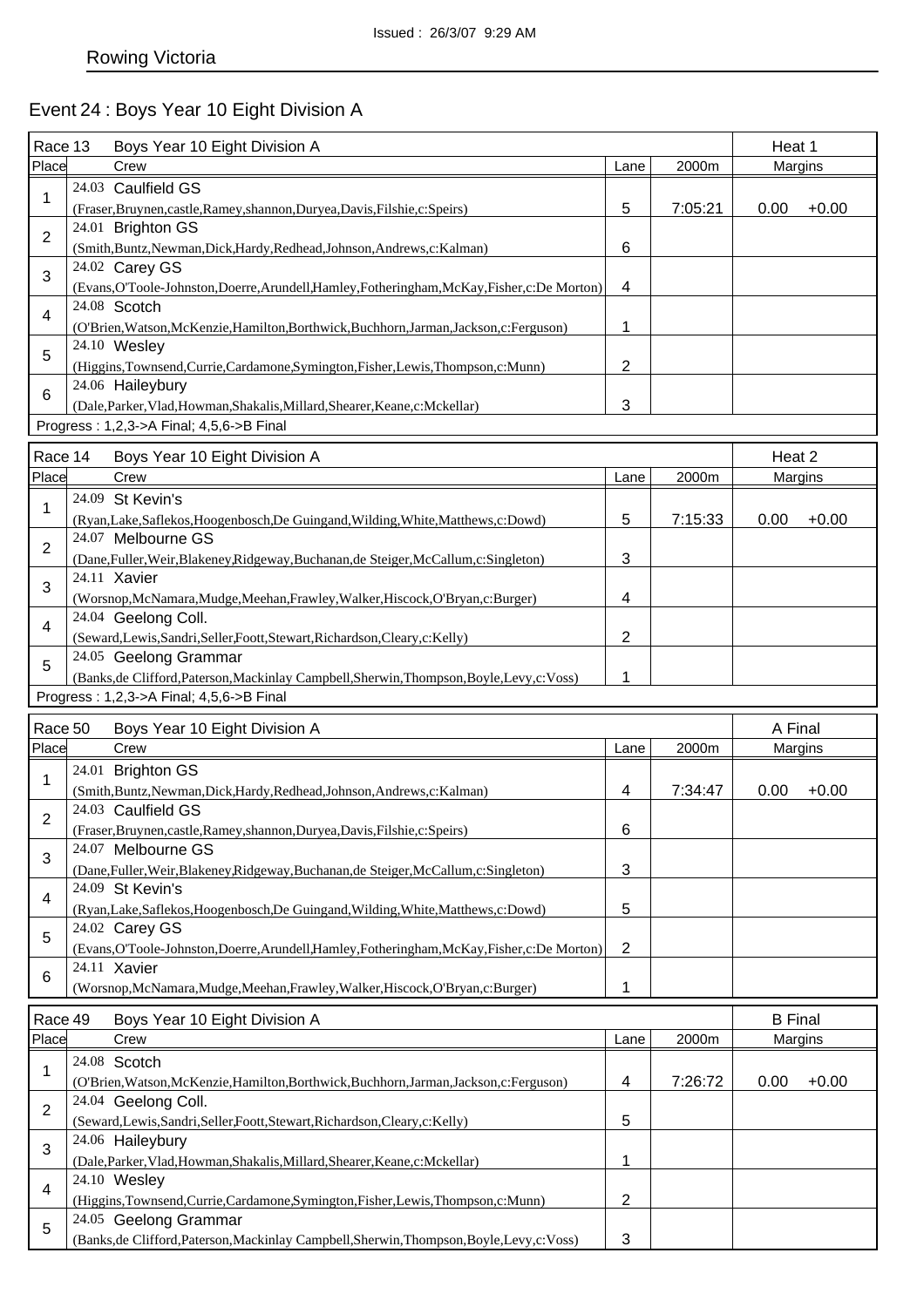Issued : 26/3/07 9:29 AM

Rowing Victoria

# Event 24 : Boys Year 10 Eight Division A

| Race 13 | Boys Year 10 Eight Division A | | | Heat 1 |
|---|---|---|---|---|
| Place | Crew | Lane | 2000m | Margins |
| 1 | 24.03 Caulfield GS (Fraser,Bruynen,castle,Ramey,shannon,Duryea,Davis,Filshie,c:Speirs) | 5 | 7:05:21 | 0.00 +0.00 |
| 2 | 24.01 Brighton GS (Smith,Buntz,Newman,Dick,Hardy,Redhead,Johnson,Andrews,c:Kalman) | 6 | | |
| 3 | 24.02 Carey GS (Evans,O'Toole-Johnston,Doerre,Arundell,Hamley,Fotheringham,McKay,Fisher,c:De Morton) | 4 | | |
| 4 | 24.08 Scotch (O'Brien,Watson,McKenzie,Hamilton,Borthwick,Buchhorn,Jarman,Jackson,c:Ferguson) | 1 | | |
| 5 | 24.10 Wesley (Higgins,Townsend,Currie,Cardamone,Symington,Fisher,Lewis,Thompson,c:Munn) | 2 | | |
| 6 | 24.06 Haileybury (Dale,Parker,Vlad,Howman,Shakalis,Millard,Shearer,Keane,c:Mckellar) | 3 | | |

Progress : 1,2,3->A Final; 4,5,6->B Final

| Race 14 | Boys Year 10 Eight Division A | | | Heat 2 |
|---|---|---|---|---|
| Place | Crew | Lane | 2000m | Margins |
| 1 | 24.09 St Kevin's (Ryan,Lake,Saflekos,Hoogenbosch,De Guingand,Wilding,White,Matthews,c:Dowd) | 5 | 7:15:33 | 0.00 +0.00 |
| 2 | 24.07 Melbourne GS (Dane,Fuller,Weir,Blakeney,Ridgeway,Buchanan,de Steiger,McCallum,c:Singleton) | 3 | | |
| 3 | 24.11 Xavier (Worsnop,McNamara,Mudge,Meehan,Frawley,Walker,Hiscock,O'Bryan,c:Burger) | 4 | | |
| 4 | 24.04 Geelong Coll. (Seward,Lewis,Sandri,Seller,Foott,Stewart,Richardson,Cleary,c:Kelly) | 2 | | |
| 5 | 24.05 Geelong Grammar (Banks,de Clifford,Paterson,Mackinlay Campbell,Sherwin,Thompson,Boyle,Levy,c:Voss) | 1 | | |

Progress : 1,2,3->A Final; 4,5,6->B Final

| Race 50 | Boys Year 10 Eight Division A | | | A Final |
|---|---|---|---|---|
| Place | Crew | Lane | 2000m | Margins |
| 1 | 24.01 Brighton GS (Smith,Buntz,Newman,Dick,Hardy,Redhead,Johnson,Andrews,c:Kalman) | 4 | 7:34:47 | 0.00 +0.00 |
| 2 | 24.03 Caulfield GS (Fraser,Bruynen,castle,Ramey,shannon,Duryea,Davis,Filshie,c:Speirs) | 6 | | |
| 3 | 24.07 Melbourne GS (Dane,Fuller,Weir,Blakeney,Ridgeway,Buchanan,de Steiger,McCallum,c:Singleton) | 3 | | |
| 4 | 24.09 St Kevin's (Ryan,Lake,Saflekos,Hoogenbosch,De Guingand,Wilding,White,Matthews,c:Dowd) | 5 | | |
| 5 | 24.02 Carey GS (Evans,O'Toole-Johnston,Doerre,Arundell,Hamley,Fotheringham,McKay,Fisher,c:De Morton) | 2 | | |
| 6 | 24.11 Xavier (Worsnop,McNamara,Mudge,Meehan,Frawley,Walker,Hiscock,O'Bryan,c:Burger) | 1 | | |

| Race 49 | Boys Year 10 Eight Division A | | | B Final |
|---|---|---|---|---|
| Place | Crew | Lane | 2000m | Margins |
| 1 | 24.08 Scotch (O'Brien,Watson,McKenzie,Hamilton,Borthwick,Buchhorn,Jarman,Jackson,c:Ferguson) | 4 | 7:26:72 | 0.00 +0.00 |
| 2 | 24.04 Geelong Coll. (Seward,Lewis,Sandri,Seller,Foott,Stewart,Richardson,Cleary,c:Kelly) | 5 | | |
| 3 | 24.06 Haileybury (Dale,Parker,Vlad,Howman,Shakalis,Millard,Shearer,Keane,c:Mckellar) | 1 | | |
| 4 | 24.10 Wesley (Higgins,Townsend,Currie,Cardamone,Symington,Fisher,Lewis,Thompson,c:Munn) | 2 | | |
| 5 | 24.05 Geelong Grammar (Banks,de Clifford,Paterson,Mackinlay Campbell,Sherwin,Thompson,Boyle,Levy,c:Voss) | 3 | | |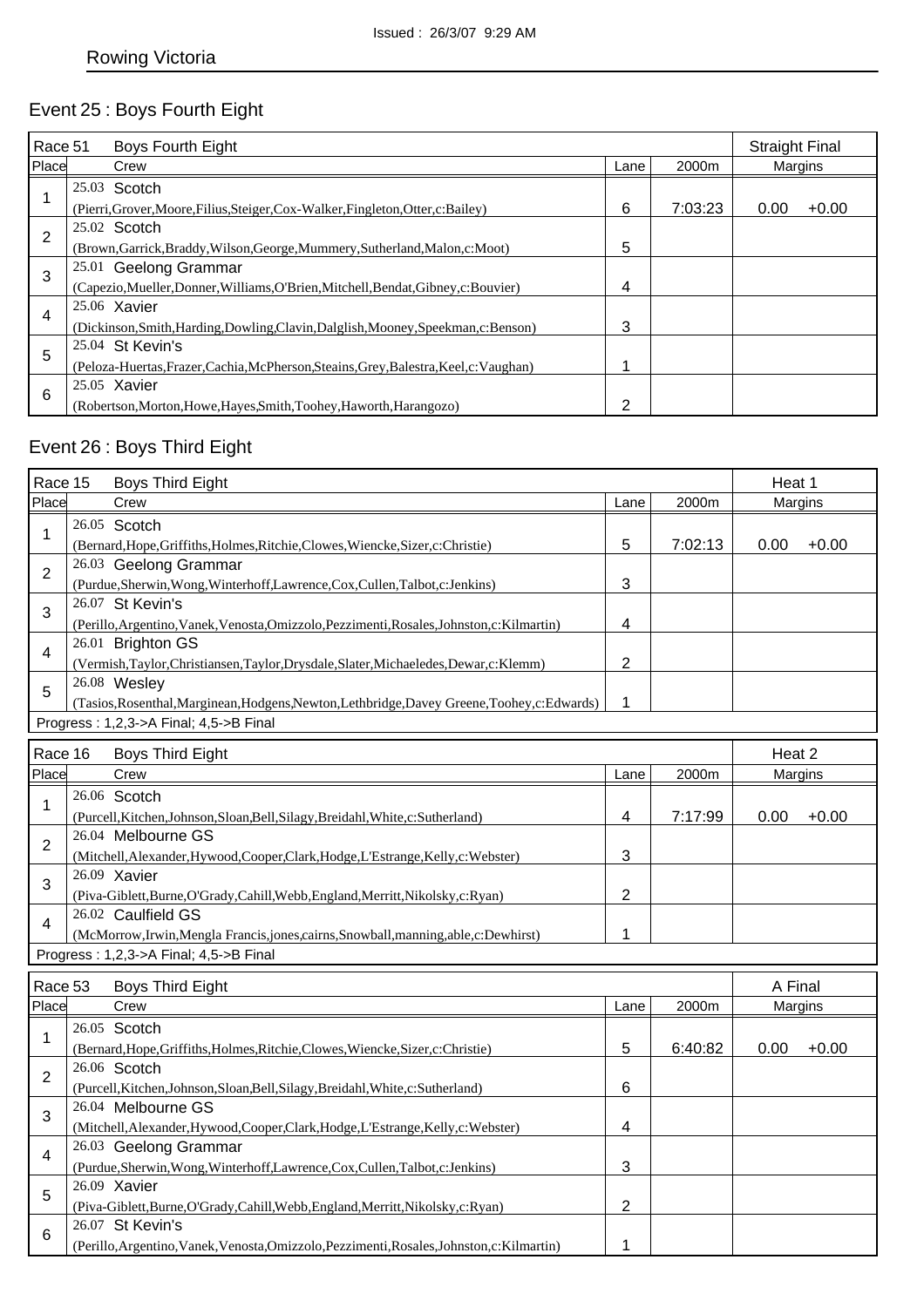Issued : 26/3/07 9:29 AM

Rowing Victoria

## Event 25 : Boys Fourth Eight

| Race 51 | Boys Fourth Eight | | | Straight Final |
|---|---|---|---|---|
| Place | Crew | Lane | 2000m | Margins |
| 1 | 25.03 Scotch (Pierri,Grover,Moore,Filius,Steiger,Cox-Walker,Fingleton,Otter,c:Bailey) | 6 | 7:03:23 | 0.00 +0.00 |
| 2 | 25.02 Scotch (Brown,Garrick,Braddy,Wilson,George,Mummery,Sutherland,Malon,c:Moot) | 5 | | |
| 3 | 25.01 Geelong Grammar (Capezio,Mueller,Donner,Williams,O'Brien,Mitchell,Bendat,Gibney,c:Bouvier) | 4 | | |
| 4 | 25.06 Xavier (Dickinson,Smith,Harding,Dowling,Clavin,Dalglish,Mooney,Speekman,c:Benson) | 3 | | |
| 5 | 25.04 St Kevin's (Peloza-Huertas,Frazer,Cachia,McPherson,Steains,Grey,Balestra,Keel,c:Vaughan) | 1 | | |
| 6 | 25.05 Xavier (Robertson,Morton,Howe,Hayes,Smith,Toohey,Haworth,Harangozo) | 2 | | |

## Event 26 : Boys Third Eight

| Race 15 | Boys Third Eight | | | Heat 1 |
|---|---|---|---|---|
| Place | Crew | Lane | 2000m | Margins |
| 1 | 26.05 Scotch (Bernard,Hope,Griffiths,Holmes,Ritchie,Clowes,Wiencke,Sizer,c:Christie) | 5 | 7:02:13 | 0.00 +0.00 |
| 2 | 26.03 Geelong Grammar (Purdue,Sherwin,Wong,Winterhoff,Lawrence,Cox,Cullen,Talbot,c:Jenkins) | 3 | | |
| 3 | 26.07 St Kevin's (Perillo,Argentino,Vanek,Venosta,Omizzolo,Pezzimenti,Rosales,Johnston,c:Kilmartin) | 4 | | |
| 4 | 26.01 Brighton GS (Vermish,Taylor,Christiansen,Taylor,Drysdale,Slater,Michaeledes,Dewar,c:Klemm) | 2 | | |
| 5 | 26.08 Wesley (Tasios,Rosenthal,Marginean,Hodgens,Newton,Lethbridge,Davey Greene,Toohey,c:Edwards) | 1 | | |

Progress : 1,2,3->A Final; 4,5->B Final

| Race 16 | Boys Third Eight | | | Heat 2 |
|---|---|---|---|---|
| Place | Crew | Lane | 2000m | Margins |
| 1 | 26.06 Scotch (Purcell,Kitchen,Johnson,Sloan,Bell,Silagy,Breidahl,White,c:Sutherland) | 4 | 7:17:99 | 0.00 +0.00 |
| 2 | 26.04 Melbourne GS (Mitchell,Alexander,Hywood,Cooper,Clark,Hodge,L'Estrange,Kelly,c:Webster) | 3 | | |
| 3 | 26.09 Xavier (Piva-Giblett,Burne,O'Grady,Cahill,Webb,England,Merritt,Nikolsky,c:Ryan) | 2 | | |
| 4 | 26.02 Caulfield GS (McMorrow,Irwin,Mengla Francis,jones,cairns,Snowball,manning,able,c:Dewhirst) | 1 | | |

Progress : 1,2,3->A Final; 4,5->B Final

| Race 53 | Boys Third Eight | | | A Final |
|---|---|---|---|---|
| Place | Crew | Lane | 2000m | Margins |
| 1 | 26.05 Scotch (Bernard,Hope,Griffiths,Holmes,Ritchie,Clowes,Wiencke,Sizer,c:Christie) | 5 | 6:40:82 | 0.00 +0.00 |
| 2 | 26.06 Scotch (Purcell,Kitchen,Johnson,Sloan,Bell,Silagy,Breidahl,White,c:Sutherland) | 6 | | |
| 3 | 26.04 Melbourne GS (Mitchell,Alexander,Hywood,Cooper,Clark,Hodge,L'Estrange,Kelly,c:Webster) | 4 | | |
| 4 | 26.03 Geelong Grammar (Purdue,Sherwin,Wong,Winterhoff,Lawrence,Cox,Cullen,Talbot,c:Jenkins) | 3 | | |
| 5 | 26.09 Xavier (Piva-Giblett,Burne,O'Grady,Cahill,Webb,England,Merritt,Nikolsky,c:Ryan) | 2 | | |
| 6 | 26.07 St Kevin's (Perillo,Argentino,Vanek,Venosta,Omizzolo,Pezzimenti,Rosales,Johnston,c:Kilmartin) | 1 | | |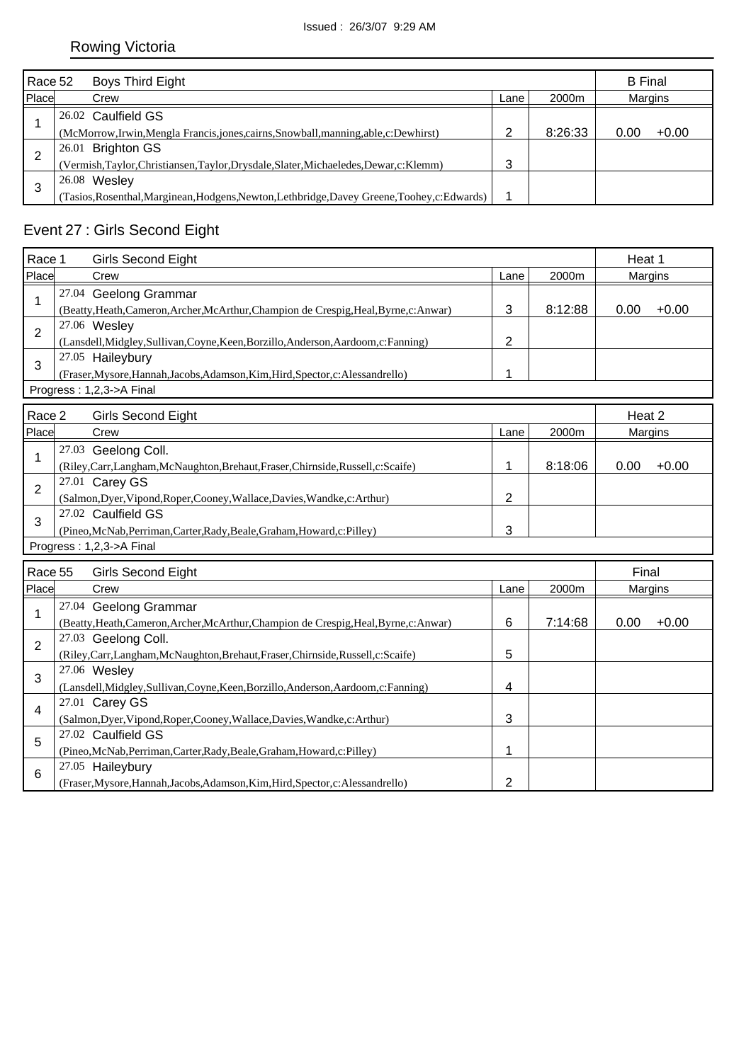Issued : 26/3/07 9:29 AM

Rowing Victoria

| Race 52 | Boys Third Eight | | | B Final |
|---|---|---|---|---|
| Place | Crew | Lane | 2000m | Margins |
| 1 | 26.02 Caulfield GS (McMorrow,Irwin,Mengla Francis,jones,cairns,Snowball,manning,able,c:Dewhirst) | 2 | 8:26:33 | 0.00 +0.00 |
| 2 | 26.01 Brighton GS (Vermish,Taylor,Christiansen,Taylor,Drysdale,Slater,Michaeledes,Dewar,c:Klemm) | 3 | | |
| 3 | 26.08 Wesley (Tasios,Rosenthal,Marginean,Hodgens,Newton,Lethbridge,Davey Greene,Toohey,c:Edwards) | 1 | | |

## Event 27 : Girls Second Eight

| Race 1 | Girls Second Eight | | | Heat 1 |
|---|---|---|---|---|
| Place | Crew | Lane | 2000m | Margins |
| 1 | 27.04 Geelong Grammar (Beatty,Heath,Cameron,Archer,McArthur,Champion de Crespig,Heal,Byrne,c:Anwar) | 3 | 8:12:88 | 0.00 +0.00 |
| 2 | 27.06 Wesley (Lansdell,Midgley,Sullivan,Coyne,Keen,Borzillo,Anderson,Aardoom,c:Fanning) | 2 | | |
| 3 | 27.05 Haileybury (Fraser,Mysore,Hannah,Jacobs,Adamson,Kim,Hird,Spector,c:Alessandrello) | 1 | | |
| Progress : 1,2,3->A Final | | | | |

| Race 2 | Girls Second Eight | | | Heat 2 |
|---|---|---|---|---|
| Place | Crew | Lane | 2000m | Margins |
| 1 | 27.03 Geelong Coll. (Riley,Carr,Langham,McNaughton,Brehaut,Fraser,Chirnside,Russell,c:Scaife) | 1 | 8:18:06 | 0.00 +0.00 |
| 2 | 27.01 Carey GS (Salmon,Dyer,Vipond,Roper,Cooney,Wallace,Davies,Wandke,c:Arthur) | 2 | | |
| 3 | 27.02 Caulfield GS (Pineo,McNab,Perriman,Carter,Rady,Beale,Graham,Howard,c:Pilley) | 3 | | |
| Progress : 1,2,3->A Final | | | | |

| Race 55 | Girls Second Eight | | | Final |
|---|---|---|---|---|
| Place | Crew | Lane | 2000m | Margins |
| 1 | 27.04 Geelong Grammar (Beatty,Heath,Cameron,Archer,McArthur,Champion de Crespig,Heal,Byrne,c:Anwar) | 6 | 7:14:68 | 0.00 +0.00 |
| 2 | 27.03 Geelong Coll. (Riley,Carr,Langham,McNaughton,Brehaut,Fraser,Chirnside,Russell,c:Scaife) | 5 | | |
| 3 | 27.06 Wesley (Lansdell,Midgley,Sullivan,Coyne,Keen,Borzillo,Anderson,Aardoom,c:Fanning) | 4 | | |
| 4 | 27.01 Carey GS (Salmon,Dyer,Vipond,Roper,Cooney,Wallace,Davies,Wandke,c:Arthur) | 3 | | |
| 5 | 27.02 Caulfield GS (Pineo,McNab,Perriman,Carter,Rady,Beale,Graham,Howard,c:Pilley) | 1 | | |
| 6 | 27.05 Haileybury (Fraser,Mysore,Hannah,Jacobs,Adamson,Kim,Hird,Spector,c:Alessandrello) | 2 | | |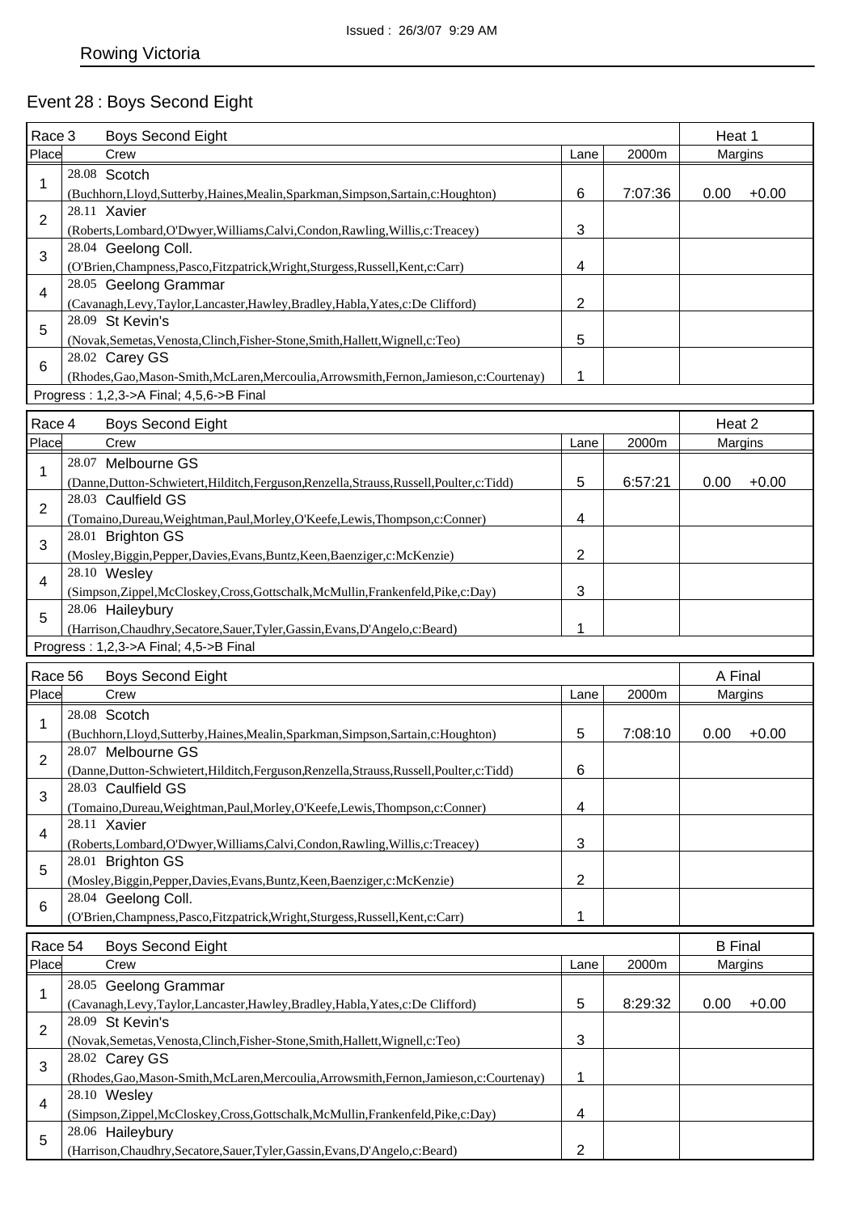Issued : 26/3/07 9:29 AM

Rowing Victoria

## Event 28 : Boys Second Eight

| Race 3 | Boys Second Eight | | | Heat 1 |
|---|---|---|---|---|
| Place | Crew | Lane | 2000m | Margins |
| 1 | 28.08 Scotch<br>(Buchhorn,Lloyd,Sutterby,Haines,Mealin,Sparkman,Simpson,Sartain,c:Houghton) | 6 | 7:07:36 | 0.00 +0.00 |
| 2 | 28.11 Xavier<br>(Roberts,Lombard,O'Dwyer,Williams,Calvi,Condon,Rawling,Willis,c:Treacey) | 3 | | |
| 3 | 28.04 Geelong Coll.<br>(O'Brien,Champness,Pasco,Fitzpatrick,Wright,Sturgess,Russell,Kent,c:Carr) | 4 | | |
| 4 | 28.05 Geelong Grammar<br>(Cavanagh,Levy,Taylor,Lancaster,Hawley,Bradley,Habla,Yates,c:De Clifford) | 2 | | |
| 5 | 28.09 St Kevin's<br>(Novak,Semetas,Venosta,Clinch,Fisher-Stone,Smith,Hallett,Wignell,c:Teo) | 5 | | |
| 6 | 28.02 Carey GS<br>(Rhodes,Gao,Mason-Smith,McLaren,Mercoulia,Arrowsmith,Fernon,Jamieson,c:Courtenay) | 1 | | |

Progress : 1,2,3->A Final; 4,5,6->B Final

| Race 4 | Boys Second Eight | | | Heat 2 |
|---|---|---|---|---|
| Place | Crew | Lane | 2000m | Margins |
| 1 | 28.07 Melbourne GS<br>(Danne,Dutton-Schwietert,Hilditch,Ferguson,Renzella,Strauss,Russell,Poulter,c:Tidd) | 5 | 6:57:21 | 0.00 +0.00 |
| 2 | 28.03 Caulfield GS<br>(Tomaino,Dureau,Weightman,Paul,Morley,O'Keefe,Lewis,Thompson,c:Conner) | 4 | | |
| 3 | 28.01 Brighton GS<br>(Mosley,Biggin,Pepper,Davies,Evans,Buntz,Keen,Baenziger,c:McKenzie) | 2 | | |
| 4 | 28.10 Wesley<br>(Simpson,Zippel,McCloskey,Cross,Gottschalk,McMullin,Frankenfeld,Pike,c:Day) | 3 | | |
| 5 | 28.06 Haileybury<br>(Harrison,Chaudhry,Secatore,Sauer,Tyler,Gassin,Evans,D'Angelo,c:Beard) | 1 | | |

Progress : 1,2,3->A Final; 4,5->B Final

| Race 56 | Boys Second Eight | | | A Final |
|---|---|---|---|---|
| Place | Crew | Lane | 2000m | Margins |
| 1 | 28.08 Scotch<br>(Buchhorn,Lloyd,Sutterby,Haines,Mealin,Sparkman,Simpson,Sartain,c:Houghton) | 5 | 7:08:10 | 0.00 +0.00 |
| 2 | 28.07 Melbourne GS<br>(Danne,Dutton-Schwietert,Hilditch,Ferguson,Renzella,Strauss,Russell,Poulter,c:Tidd) | 6 | | |
| 3 | 28.03 Caulfield GS<br>(Tomaino,Dureau,Weightman,Paul,Morley,O'Keefe,Lewis,Thompson,c:Conner) | 4 | | |
| 4 | 28.11 Xavier<br>(Roberts,Lombard,O'Dwyer,Williams,Calvi,Condon,Rawling,Willis,c:Treacey) | 3 | | |
| 5 | 28.01 Brighton GS<br>(Mosley,Biggin,Pepper,Davies,Evans,Buntz,Keen,Baenziger,c:McKenzie) | 2 | | |
| 6 | 28.04 Geelong Coll.<br>(O'Brien,Champness,Pasco,Fitzpatrick,Wright,Sturgess,Russell,Kent,c:Carr) | 1 | | |

| Race 54 | Boys Second Eight | | | B Final |
|---|---|---|---|---|
| Place | Crew | Lane | 2000m | Margins |
| 1 | 28.05 Geelong Grammar<br>(Cavanagh,Levy,Taylor,Lancaster,Hawley,Bradley,Habla,Yates,c:De Clifford) | 5 | 8:29:32 | 0.00 +0.00 |
| 2 | 28.09 St Kevin's<br>(Novak,Semetas,Venosta,Clinch,Fisher-Stone,Smith,Hallett,Wignell,c:Teo) | 3 | | |
| 3 | 28.02 Carey GS<br>(Rhodes,Gao,Mason-Smith,McLaren,Mercoulia,Arrowsmith,Fernon,Jamieson,c:Courtenay) | 1 | | |
| 4 | 28.10 Wesley<br>(Simpson,Zippel,McCloskey,Cross,Gottschalk,McMullin,Frankenfeld,Pike,c:Day) | 4 | | |
| 5 | 28.06 Haileybury<br>(Harrison,Chaudhry,Secatore,Sauer,Tyler,Gassin,Evans,D'Angelo,c:Beard) | 2 | | |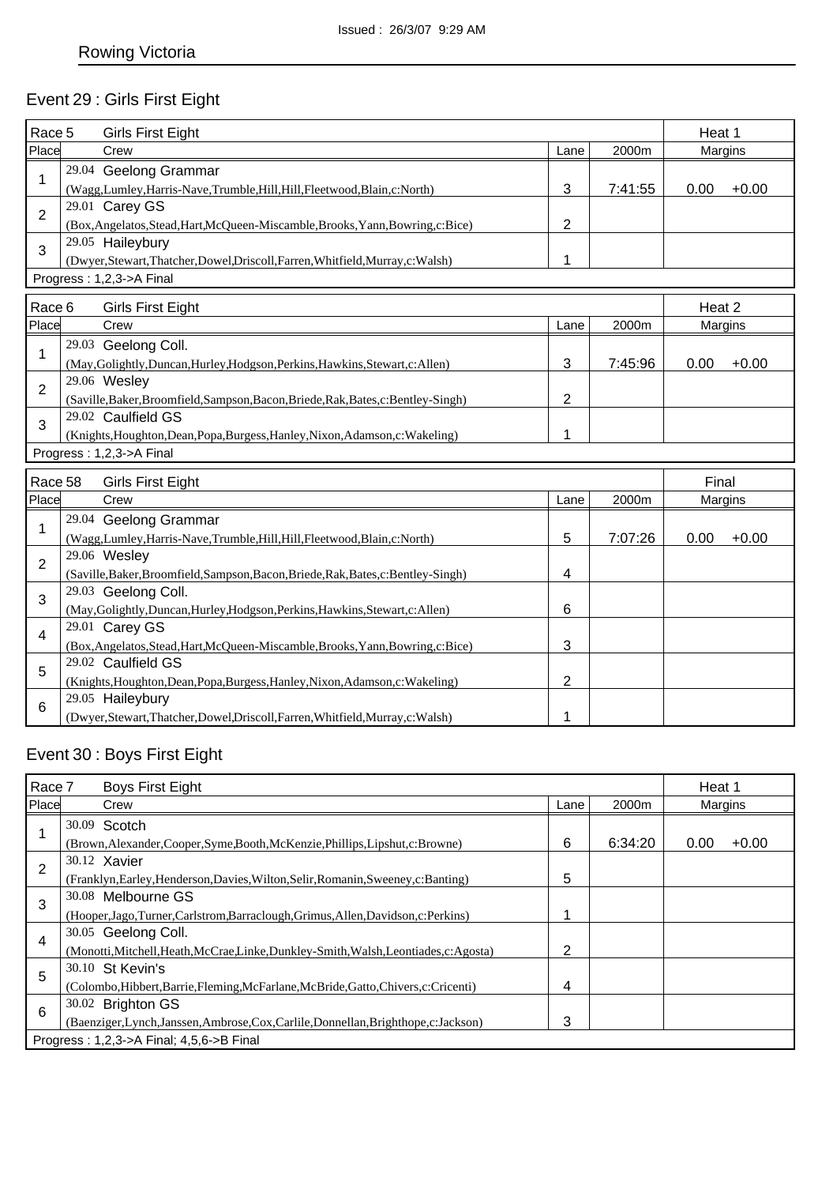Issued : 26/3/07 9:29 AM

Rowing Victoria

## Event 29 : Girls First Eight

| Race 5 | Girls First Eight | | | Heat 1 |
|---|---|---|---|---|
| Place | Crew | Lane | 2000m | Margins |
| 1 | 29.04 Geelong Grammar<br>(Wagg,Lumley,Harris-Nave,Trumble,Hill,Hill,Fleetwood,Blain,c:North) | 3 | 7:41:55 | 0.00 +0.00 |
| 2 | 29.01 Carey GS<br>(Box,Angelatos,Stead,Hart,McQueen-Miscamble,Brooks,Yann,Bowring,c:Bice) | 2 | | |
| 3 | 29.05 Haileybury<br>(Dwyer,Stewart,Thatcher,Dowel,Driscoll,Farren,Whitfield,Murray,c:Walsh) | 1 | | |
| Progress : 1,2,3->A Final | | | | |

| Race 6 | Girls First Eight | | | Heat 2 |
|---|---|---|---|---|
| Place | Crew | Lane | 2000m | Margins |
| 1 | 29.03 Geelong Coll.<br>(May,Golightly,Duncan,Hurley,Hodgson,Perkins,Hawkins,Stewart,c:Allen) | 3 | 7:45:96 | 0.00 +0.00 |
| 2 | 29.06 Wesley<br>(Saville,Baker,Broomfield,Sampson,Bacon,Briede,Rak,Bates,c:Bentley-Singh) | 2 | | |
| 3 | 29.02 Caulfield GS<br>(Knights,Houghton,Dean,Popa,Burgess,Hanley,Nixon,Adamson,c:Wakeling) | 1 | | |
| Progress : 1,2,3->A Final | | | | |

| Race 58 | Girls First Eight | | | Final |
|---|---|---|---|---|
| Place | Crew | Lane | 2000m | Margins |
| 1 | 29.04 Geelong Grammar<br>(Wagg,Lumley,Harris-Nave,Trumble,Hill,Hill,Fleetwood,Blain,c:North) | 5 | 7:07:26 | 0.00 +0.00 |
| 2 | 29.06 Wesley<br>(Saville,Baker,Broomfield,Sampson,Bacon,Briede,Rak,Bates,c:Bentley-Singh) | 4 | | |
| 3 | 29.03 Geelong Coll.<br>(May,Golightly,Duncan,Hurley,Hodgson,Perkins,Hawkins,Stewart,c:Allen) | 6 | | |
| 4 | 29.01 Carey GS<br>(Box,Angelatos,Stead,Hart,McQueen-Miscamble,Brooks,Yann,Bowring,c:Bice) | 3 | | |
| 5 | 29.02 Caulfield GS<br>(Knights,Houghton,Dean,Popa,Burgess,Hanley,Nixon,Adamson,c:Wakeling) | 2 | | |
| 6 | 29.05 Haileybury<br>(Dwyer,Stewart,Thatcher,Dowel,Driscoll,Farren,Whitfield,Murray,c:Walsh) | 1 | | |

## Event 30 : Boys First Eight

| Race 7 | Boys First Eight | | | Heat 1 |
|---|---|---|---|---|
| Place | Crew | Lane | 2000m | Margins |
| 1 | 30.09 Scotch<br>(Brown,Alexander,Cooper,Syme,Booth,McKenzie,Phillips,Lipshut,c:Browne) | 6 | 6:34:20 | 0.00 +0.00 |
| 2 | 30.12 Xavier<br>(Franklyn,Earley,Henderson,Davies,Wilton,Selir,Romanin,Sweeney,c:Banting) | 5 | | |
| 3 | 30.08 Melbourne GS<br>(Hooper,Jago,Turner,Carlstrom,Barraclough,Grimus,Allen,Davidson,c:Perkins) | 1 | | |
| 4 | 30.05 Geelong Coll.<br>(Monotti,Mitchell,Heath,McCrae,Linke,Dunkley-Smith,Walsh,Leontiades,c:Agosta) | 2 | | |
| 5 | 30.10 St Kevin's<br>(Colombo,Hibbert,Barrie,Fleming,McFarlane,McBride,Gatto,Chivers,c:Cricenti) | 4 | | |
| 6 | 30.02 Brighton GS<br>(Baenziger,Lynch,Janssen,Ambrose,Cox,Carlile,Donnellan,Brighthope,c:Jackson) | 3 | | |
| Progress : 1,2,3->A Final; 4,5,6->B Final | | | | |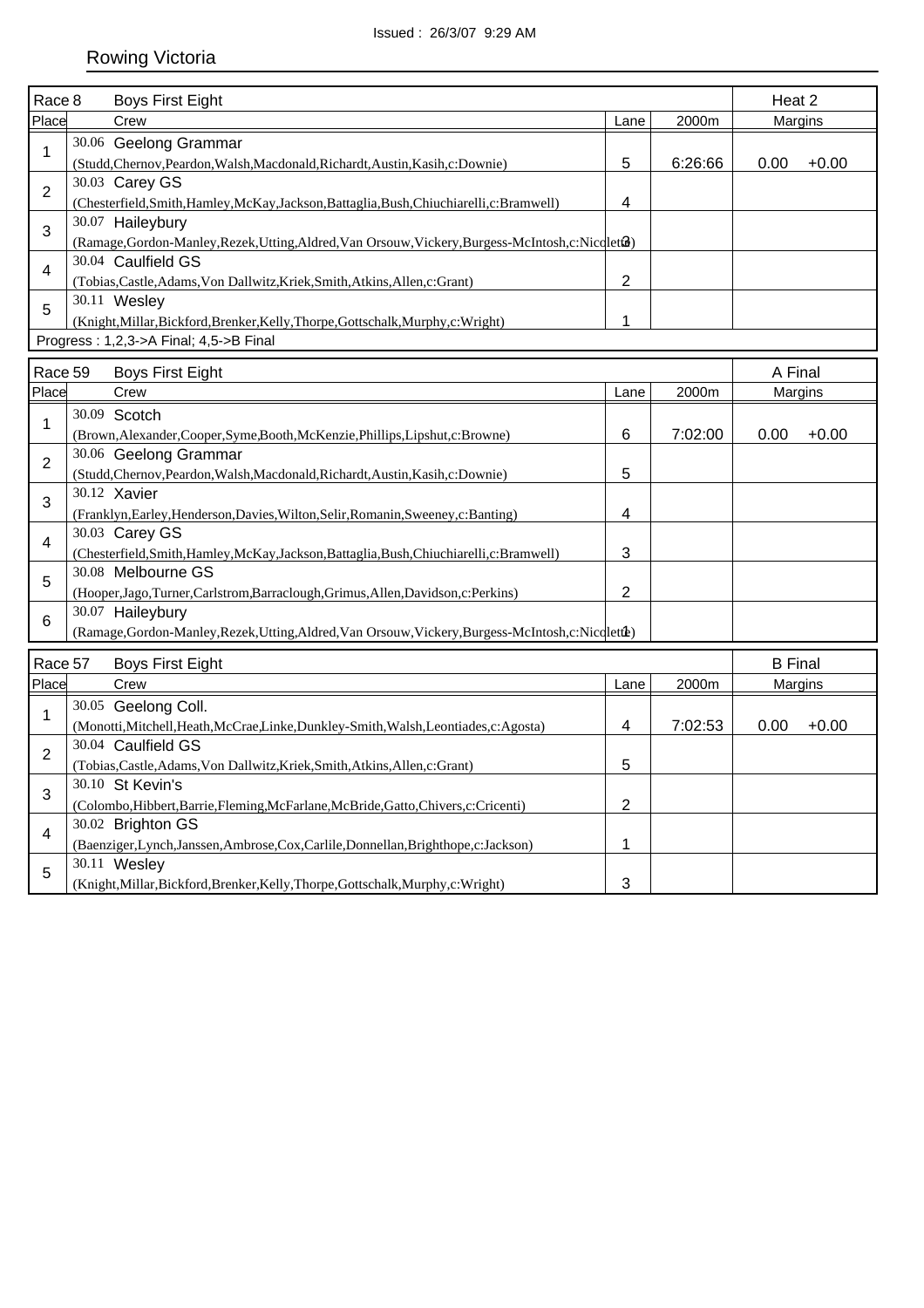Issued : 26/3/07 9:29 AM

## Rowing Victoria

| Race 8 | Boys First Eight | | | Heat 2 | |
|---|---|---|---|---|---|
| Place | Crew | Lane | 2000m | Margins | |
| 1 | 30.06 Geelong Grammar (Studd,Chernov,Peardon,Walsh,Macdonald,Richardt,Austin,Kasih,c:Downie) | 5 | 6:26:66 | 0.00 | +0.00 |
| 2 | 30.03 Carey GS (Chesterfield,Smith,Hamley,McKay,Jackson,Battaglia,Bush,Chiuchiarelli,c:Bramwell) | 4 | | | |
| 3 | 30.07 Haileybury (Ramage,Gordon-Manley,Rezek,Utting,Aldred,Van Orsouw,Vickery,Burgess-McIntosh,c:Nicolette) | 3 | | | |
| 4 | 30.04 Caulfield GS (Tobias,Castle,Adams,Von Dallwitz,Kriek,Smith,Atkins,Allen,c:Grant) | 2 | | | |
| 5 | 30.11 Wesley (Knight,Millar,Bickford,Brenker,Kelly,Thorpe,Gottschalk,Murphy,c:Wright) | 1 | | | |

Progress : 1,2,3->A Final; 4,5->B Final

| Race 59 | Boys First Eight | | | A Final | |
|---|---|---|---|---|---|
| Place | Crew | Lane | 2000m | Margins | |
| 1 | 30.09 Scotch (Brown,Alexander,Cooper,Syme,Booth,McKenzie,Phillips,Lipshut,c:Browne) | 6 | 7:02:00 | 0.00 | +0.00 |
| 2 | 30.06 Geelong Grammar (Studd,Chernov,Peardon,Walsh,Macdonald,Richardt,Austin,Kasih,c:Downie) | 5 | | | |
| 3 | 30.12 Xavier (Franklyn,Earley,Henderson,Davies,Wilton,Selir,Romanin,Sweeney,c:Banting) | 4 | | | |
| 4 | 30.03 Carey GS (Chesterfield,Smith,Hamley,McKay,Jackson,Battaglia,Bush,Chiuchiarelli,c:Bramwell) | 3 | | | |
| 5 | 30.08 Melbourne GS (Hooper,Jago,Turner,Carlstrom,Barraclough,Grimus,Allen,Davidson,c:Perkins) | 2 | | | |
| 6 | 30.07 Haileybury (Ramage,Gordon-Manley,Rezek,Utting,Aldred,Van Orsouw,Vickery,Burgess-McIntosh,c:Nicolette) | 1 | | | |

| Race 57 | Boys First Eight | | | B Final | |
|---|---|---|---|---|---|
| Place | Crew | Lane | 2000m | Margins | |
| 1 | 30.05 Geelong Coll. (Monotti,Mitchell,Heath,McCrae,Linke,Dunkley-Smith,Walsh,Leontiades,c:Agosta) | 4 | 7:02:53 | 0.00 | +0.00 |
| 2 | 30.04 Caulfield GS (Tobias,Castle,Adams,Von Dallwitz,Kriek,Smith,Atkins,Allen,c:Grant) | 5 | | | |
| 3 | 30.10 St Kevin's (Colombo,Hibbert,Barrie,Fleming,McFarlane,McBride,Gatto,Chivers,c:Cricenti) | 2 | | | |
| 4 | 30.02 Brighton GS (Baenziger,Lynch,Janssen,Ambrose,Cox,Carlile,Donnellan,Brighthope,c:Jackson) | 1 | | | |
| 5 | 30.11 Wesley (Knight,Millar,Bickford,Brenker,Kelly,Thorpe,Gottschalk,Murphy,c:Wright) | 3 | | | |